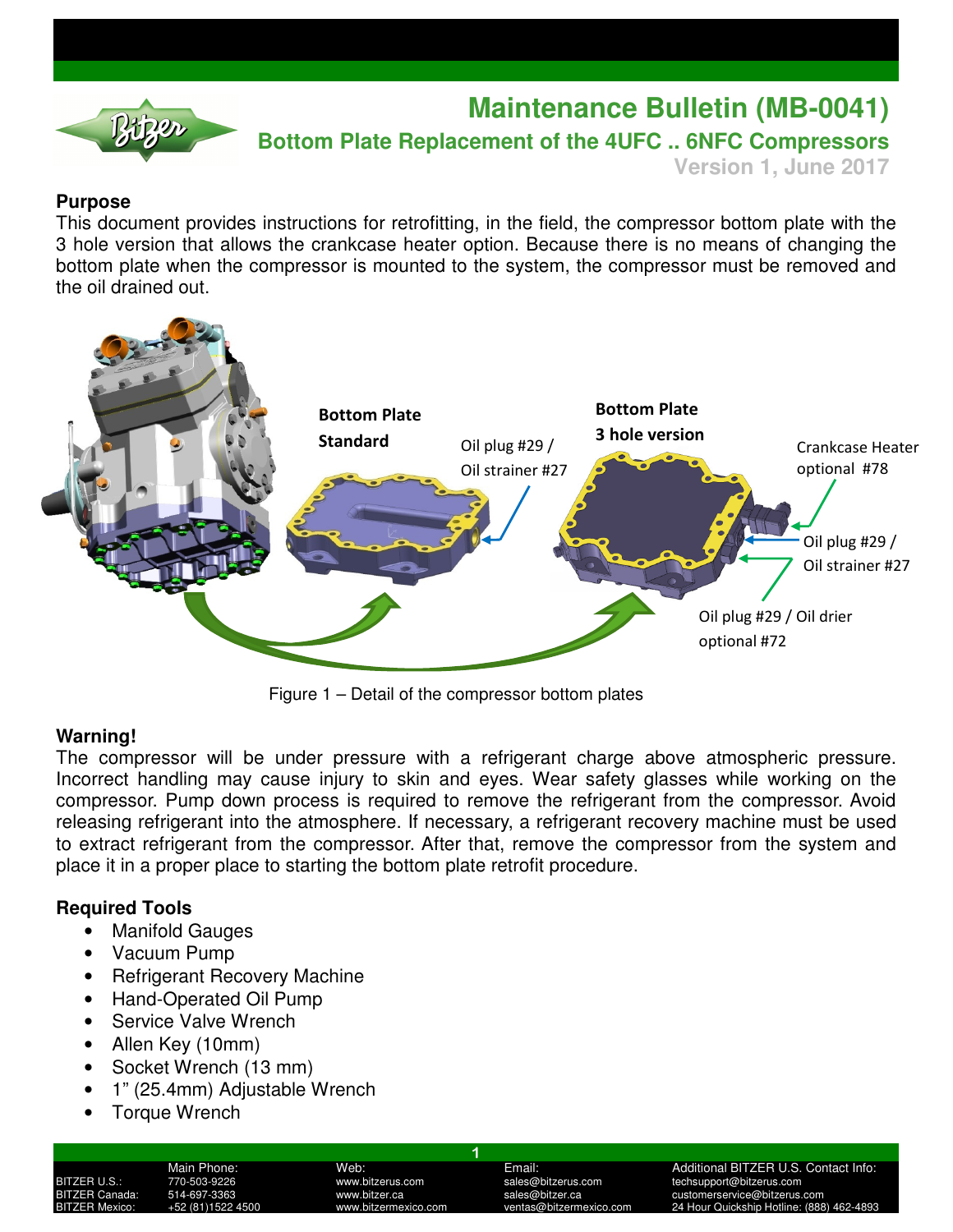# Maintenance Bulletin (MB-0041)

## Bottom Plate Replacement of the 4UFC .. 6NFC Compressors

**Version 1, June 2017**

### Purpose

This document provides instructions for retrofitting, in the field, the compressor bottom plate with the 3 hole version that allows the crankcase heater option. Because there is no means of changing the bottom plate when the compressor is mounted to the system, the compressor must be removed and the oil drained out.

Bottom Plate Standard

Oil plug #29 / Oil strainer #27

Bottom Plate 3 hole version

Crankcase Heater optional #78

Oil plug #29 / Oil strainer #27

Oil plug #29 / Oil drier optional #72

Figure 1 – Detail of the compressor bottom plates

### Warning!

The compressor will be under pressure with a refrigerant charge above atmospheric pressure. Incorrect handling may cause injury to skin and eyes. Wear safety glasses while working on the compressor. Pump down process is required to remove the refrigerant from the compressor. Avoid releasing refrigerant into the atmosphere. If necessary, a refrigerant recovery machine must be used to extract refrigerant from the compressor. After that, remove the compressor from the system and place it in a proper place to starting the bottom plate retrofit procedure.

### Required Tools

- Manifold Gauges
- Vacuum Pump
- Refrigerant Recovery Machine
- Hand-Operated Oil Pump
- Service Valve Wrench
- Allen Key (10mm)
- Socket Wrench (13 mm)
- 1" (25.4mm) Adjustable Wrench
- Torque Wrench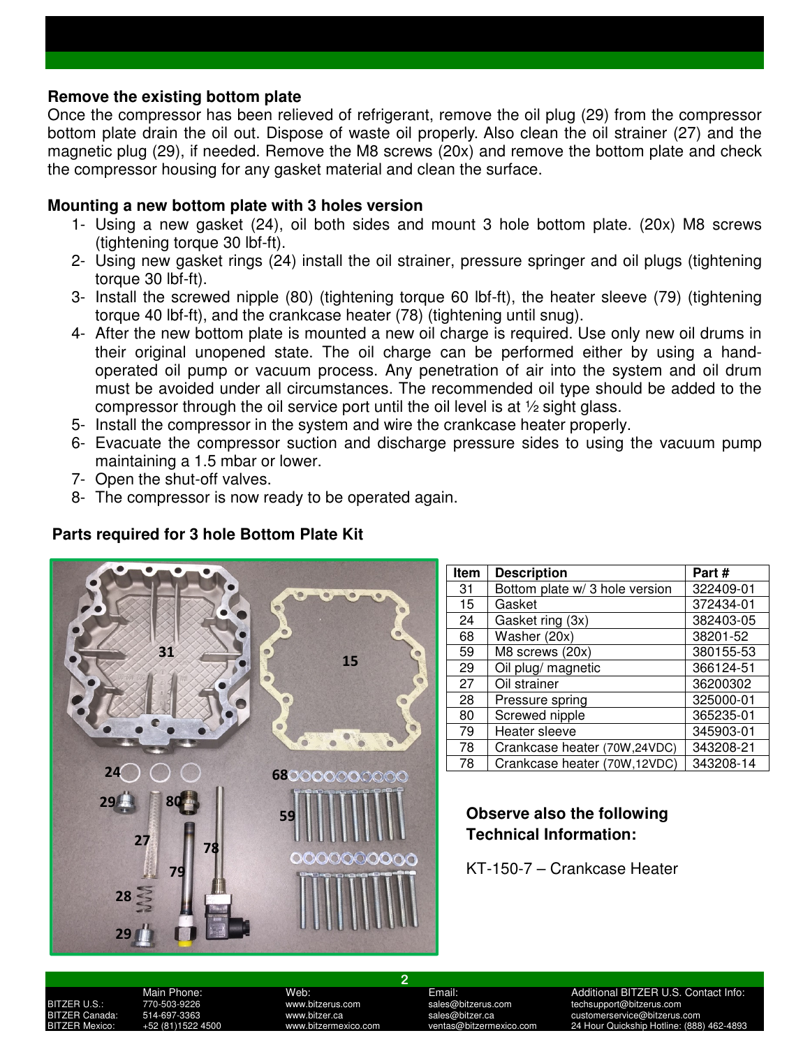## Remove the existing bottom plate

Once the compressor has been relieved of refrigerant, remove the oil plug (29) from the compressor bottom plate drain the oil out. Dispose of waste oil properly. Also clean the oil strainer (27) and the magnetic plug (29), if needed. Remove the M8 screws (20x) and remove the bottom plate and check the compressor housing for any gasket material and clean the surface.

## Mounting a new bottom plate with 3 holes version

1- Using a new gasket (24), oil both sides and mount 3 hole bottom plate. (20x) M8 screws (tightening torque 30 lbf-ft).
2- Using new gasket rings (24) install the oil strainer, pressure springer and oil plugs (tightening torque 30 lbf-ft).
3- Install the screwed nipple (80) (tightening torque 60 lbf-ft), the heater sleeve (79) (tightening torque 40 lbf-ft), and the crankcase heater (78) (tightening until snug).
4- After the new bottom plate is mounted a new oil charge is required. Use only new oil drums in their original unopened state. The oil charge can be performed either by using a hand-operated oil pump or vacuum process. Any penetration of air into the system and oil drum must be avoided under all circumstances. The recommended oil type should be added to the compressor through the oil service port until the oil level is at ½ sight glass.
5- Install the compressor in the system and wire the crankcase heater properly.
6- Evacuate the compressor suction and discharge pressure sides to using the vacuum pump maintaining a 1.5 mbar or lower.
7- Open the shut-off valves.
8- The compressor is now ready to be operated again.

## Parts required for 3 hole Bottom Plate Kit

31
15
24
68
29
80
59
27
78
79
28
29

| Item | Description | Part # |
|---|---|---|
| 31 | Bottom plate w/ 3 hole version | 322409-01 |
| 15 | Gasket | 372434-01 |
| 24 | Gasket ring (3x) | 382403-05 |
| 68 | Washer (20x) | 38201-52 |
| 59 | M8 screws (20x) | 380155-53 |
| 29 | Oil plug/ magnetic | 366124-51 |
| 27 | Oil strainer | 36200302 |
| 28 | Pressure spring | 325000-01 |
| 80 | Screwed nipple | 365235-01 |
| 79 | Heater sleeve | 345903-01 |
| 78 | Crankcase heater (70W,24VDC) | 343208-21 |
| 78 | Crankcase heater (70W,12VDC) | 343208-14 |

**Observe also the following Technical Information:**

KT-150-7 – Crankcase Heater